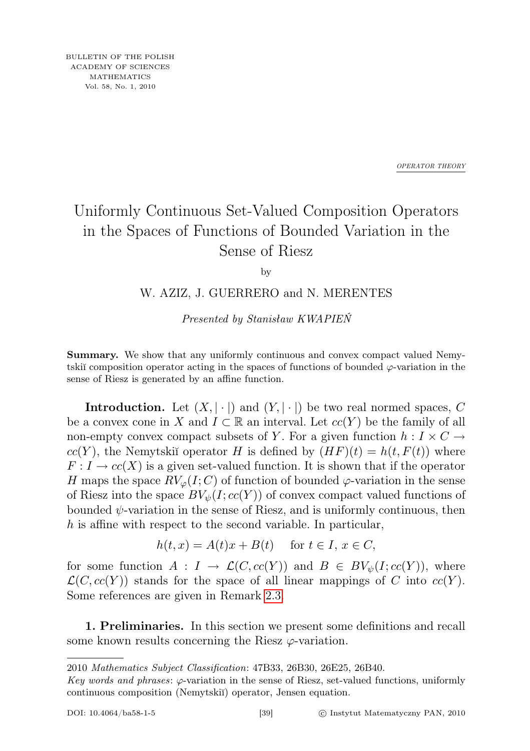OPERATOR THEORY

# Uniformly Continuous Set-Valued Composition Operators in the Spaces of Functions of Bounded Variation in the Sense of Riesz

by

W. AZIZ, J. GUERRERO and N. MERENTES

*Presented by Stanisław KWAPIEŃ*

**Summary.** We show that any uniformly continuous and convex compact valued Nemytskiĭ composition operator acting in the spaces of functions of bounded $\varphi$-variation in the sense of Riesz is generated by an affine function.

**Introduction.** Let $(X, |\cdot|)$ and $(Y, |\cdot|)$ be two real normed spaces, $C$ be a convex cone in $X$ and $I \subset \mathbb{R}$ an interval. Let $cc(Y)$ be the family of all non-empty convex compact subsets of $Y$. For a given function $h : I \times C \to cc(Y)$, the Nemytskiĭ operator $H$ is defined by $(HF)(t) = h(t, F(t))$ where $F : I \to cc(X)$ is a given set-valued function. It is shown that if the operator $H$ maps the space $RV_\varphi(I; C)$ of function of bounded $\varphi$-variation in the sense of Riesz into the space $BV_\psi(I; cc(Y))$ of convex compact valued functions of bounded $\psi$-variation in the sense of Riesz, and is uniformly continuous, then $h$ is affine with respect to the second variable. In particular,

$$h(t, x) = A(t)x + B(t) \quad \text{ for } t \in I,\ x \in C,$$

for some function $A : I \to \mathcal{L}(C, cc(Y))$ and $B \in BV_\psi(I; cc(Y))$, where $\mathcal{L}(C, cc(Y))$ stands for the space of all linear mappings of $C$ into $cc(Y)$. Some references are given in Remark 2.3.

**1. Preliminaries.** In this section we present some definitions and recall some known results concerning the Riesz $\varphi$-variation.

---

2010 *Mathematics Subject Classification*: 47B33, 26B30, 26E25, 26B40.

*Key words and phrases*: $\varphi$-variation in the sense of Riesz, set-valued functions, uniformly continuous composition (Nemytskiĭ) operator, Jensen equation.

DOI: 10.4064/ba58-1-5 © Instytut Matematyczny PAN, 2010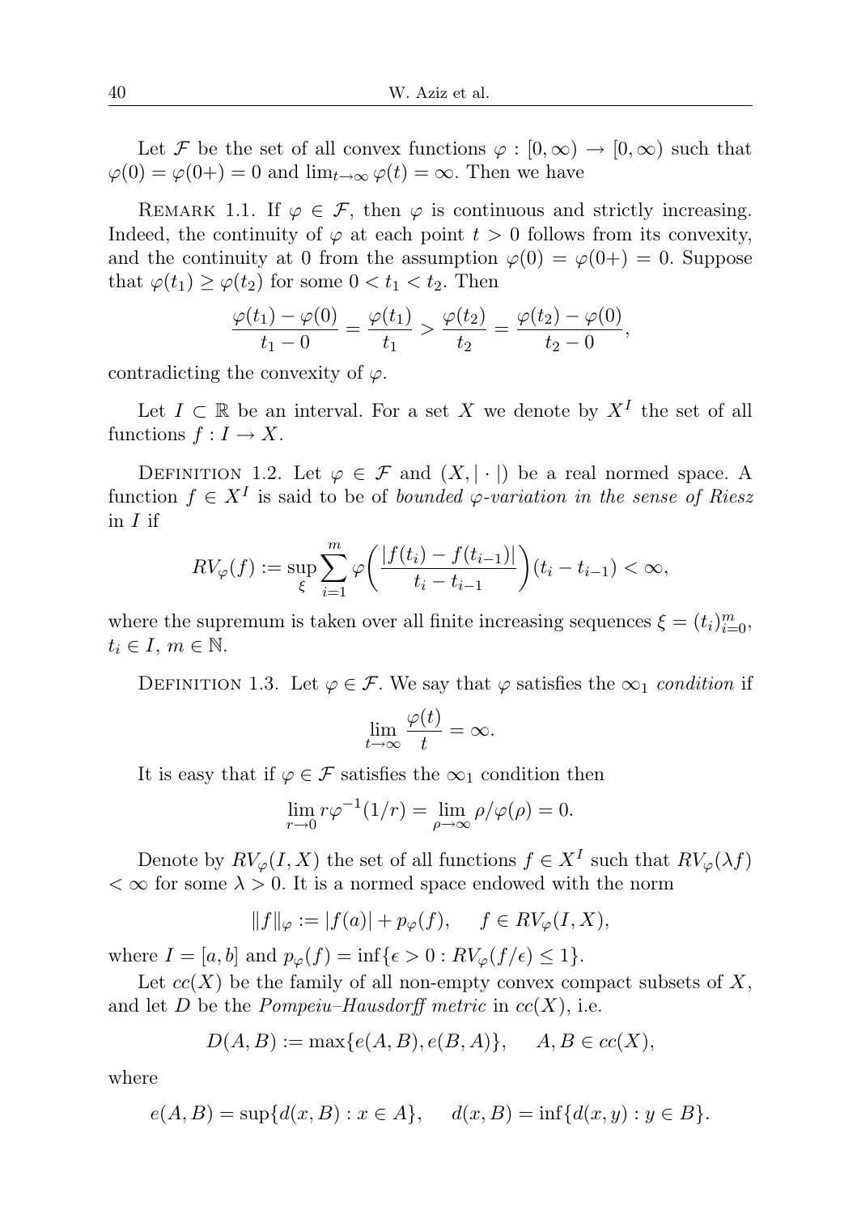Let $\mathcal{F}$ be the set of all convex functions $\varphi : [0, \infty) \to [0, \infty)$ such that $\varphi(0) = \varphi(0+) = 0$ and $\lim_{t\to\infty} \varphi(t) = \infty$. Then we have

Remark 1.1. If $\varphi \in \mathcal{F}$, then $\varphi$ is continuous and strictly increasing. Indeed, the continuity of $\varphi$ at each point $t > 0$ follows from its convexity, and the continuity at 0 from the assumption $\varphi(0) = \varphi(0+) = 0$. Suppose that $\varphi(t_1) \geq \varphi(t_2)$ for some $0 < t_1 < t_2$. Then

$$\frac{\varphi(t_1) - \varphi(0)}{t_1 - 0} = \frac{\varphi(t_1)}{t_1} > \frac{\varphi(t_2)}{t_2} = \frac{\varphi(t_2) - \varphi(0)}{t_2 - 0},$$

contradicting the convexity of $\varphi$.

Let $I \subset \mathbb{R}$ be an interval. For a set $X$ we denote by $X^I$ the set of all functions $f : I \to X$.

Definition 1.2. Let $\varphi \in \mathcal{F}$ and $(X, |\cdot|)$ be a real normed space. A function $f \in X^I$ is said to be of *bounded $\varphi$-variation in the sense of Riesz* in $I$ if

$$RV_\varphi(f) := \sup_\xi \sum_{i=1}^{m} \varphi\bigg(\frac{|f(t_i) - f(t_{i-1})|}{t_i - t_{i-1}}\bigg)(t_i - t_{i-1}) < \infty,$$

where the supremum is taken over all finite increasing sequences $\xi = (t_i)_{i=0}^m$, $t_i \in I$, $m \in \mathbb{N}$.

Definition 1.3. Let $\varphi \in \mathcal{F}$. We say that $\varphi$ satisfies the $\infty_1$ *condition* if

$$\lim_{t\to\infty} \frac{\varphi(t)}{t} = \infty.$$

It is easy that if $\varphi \in \mathcal{F}$ satisfies the $\infty_1$ condition then

$$\lim_{r\to 0} r\varphi^{-1}(1/r) = \lim_{\rho\to\infty} \rho/\varphi(\rho) = 0.$$

Denote by $RV_\varphi(I, X)$ the set of all functions $f \in X^I$ such that $RV_\varphi(\lambda f) < \infty$ for some $\lambda > 0$. It is a normed space endowed with the norm

$$\|f\|_\varphi := |f(a)| + p_\varphi(f), \qquad f \in RV_\varphi(I, X),$$

where $I = [a, b]$ and $p_\varphi(f) = \inf\{\epsilon > 0 : RV_\varphi(f/\epsilon) \leq 1\}$.

Let $cc(X)$ be the family of all non-empty convex compact subsets of $X$, and let $D$ be the *Pompeiu–Hausdorff metric* in $cc(X)$, i.e.

$$D(A, B) := \max\{e(A, B), e(B, A)\}, \qquad A, B \in cc(X),$$

where

$$e(A, B) = \sup\{d(x, B) : x \in A\}, \qquad d(x, B) = \inf\{d(x, y) : y \in B\}.$$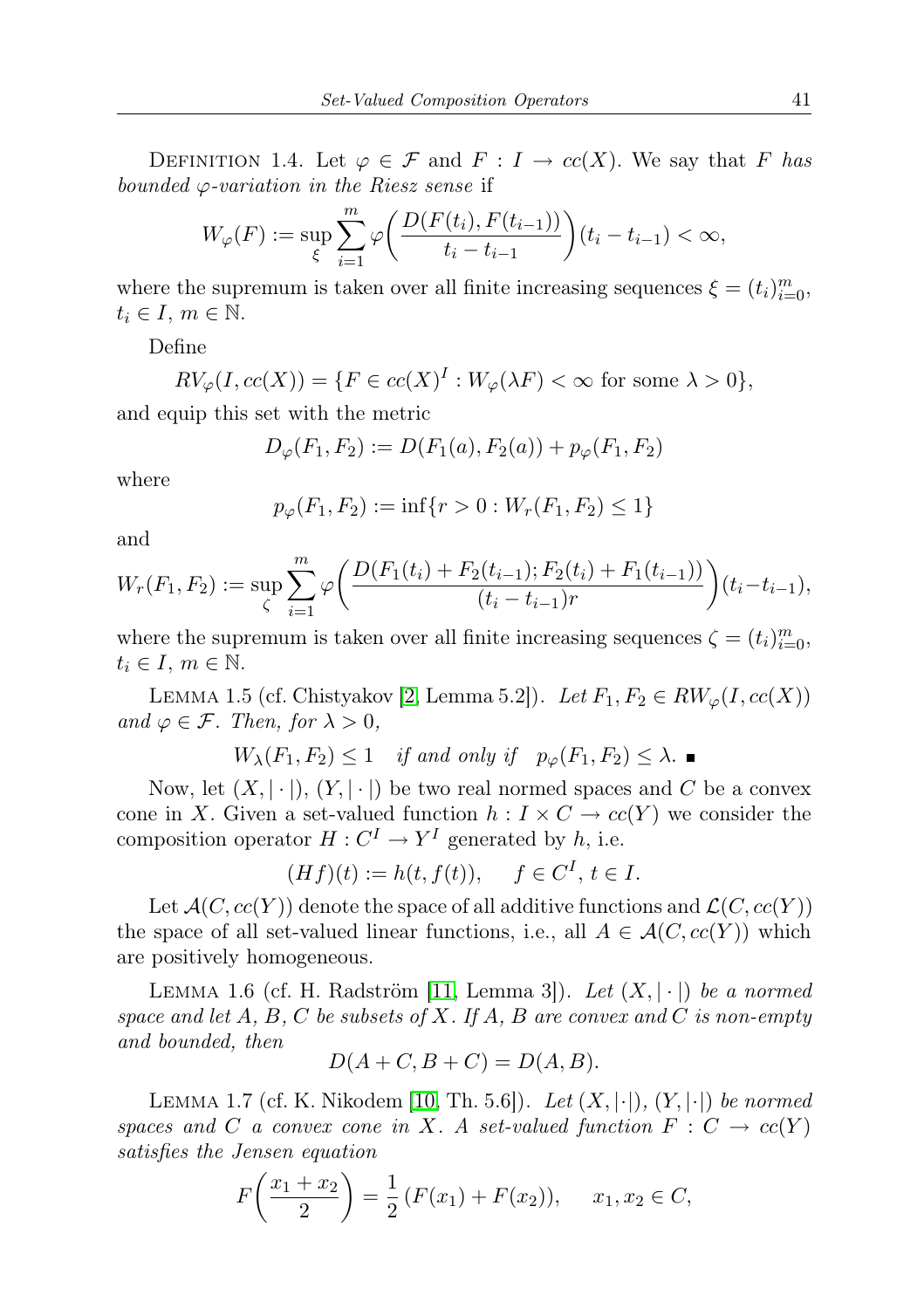Definition 1.4. Let $\varphi \in \mathcal{F}$ and $F : I \to cc(X)$. We say that $F$ *has bounded $\varphi$-variation in the Riesz sense* if

$$W_\varphi(F) := \sup_{\xi} \sum_{i=1}^{m} \varphi\bigg(\frac{D(F(t_i), F(t_{i-1}))}{t_i - t_{i-1}}\bigg)(t_i - t_{i-1}) < \infty,$$

where the supremum is taken over all finite increasing sequences $\xi = (t_i)_{i=0}^m$, $t_i \in I$, $m \in \mathbb{N}$.

Define

$$RV_\varphi(I, cc(X)) = \{F \in cc(X)^I : W_\varphi(\lambda F) < \infty \text{ for some } \lambda > 0\},$$

and equip this set with the metric

$$D_\varphi(F_1, F_2) := D(F_1(a), F_2(a)) + p_\varphi(F_1, F_2)$$

where

$$p_\varphi(F_1, F_2) := \inf\{r > 0 : W_r(F_1, F_2) \le 1\}$$

and

$$W_r(F_1, F_2) := \sup_{\zeta} \sum_{i=1}^{m} \varphi\bigg(\frac{D(F_1(t_i) + F_2(t_{i-1}); F_2(t_i) + F_1(t_{i-1}))}{(t_i - t_{i-1})r}\bigg)(t_i - t_{i-1}),$$

where the supremum is taken over all finite increasing sequences $\zeta = (t_i)_{i=0}^m$, $t_i \in I$, $m \in \mathbb{N}$.

Lemma 1.5 (cf. Chistyakov [2, Lemma 5.2]). *Let $F_1, F_2 \in RW_\varphi(I, cc(X))$ and $\varphi \in \mathcal{F}$. Then, for $\lambda > 0$,*

$$W_\lambda(F_1, F_2) \le 1 \quad \textit{if and only if} \quad p_\varphi(F_1, F_2) \le \lambda. \ \blacksquare$$

Now, let $(X, |\cdot|)$, $(Y, |\cdot|)$ be two real normed spaces and $C$ be a convex cone in $X$. Given a set-valued function $h : I \times C \to cc(Y)$ we consider the composition operator $H : C^I \to Y^I$ generated by $h$, i.e.

$$(Hf)(t) := h(t, f(t)), \quad f \in C^I, \, t \in I.$$

Let $\mathcal{A}(C, cc(Y))$ denote the space of all additive functions and $\mathcal{L}(C, cc(Y))$ the space of all set-valued linear functions, i.e., all $A \in \mathcal{A}(C, cc(Y))$ which are positively homogeneous.

Lemma 1.6 (cf. H. Radström [11, Lemma 3]). *Let $(X, |\cdot|)$ be a normed space and let $A$, $B$, $C$ be subsets of $X$. If $A$, $B$ are convex and $C$ is non-empty and bounded, then*

$$D(A + C, B + C) = D(A, B).$$

Lemma 1.7 (cf. K. Nikodem [10, Th. 5.6]). *Let $(X, |\cdot|)$, $(Y, |\cdot|)$ be normed spaces and $C$ a convex cone in $X$. A set-valued function $F : C \to cc(Y)$ satisfies the Jensen equation*

$$F\bigg(\frac{x_1 + x_2}{2}\bigg) = \frac{1}{2}\,(F(x_1) + F(x_2)), \quad x_1, x_2 \in C,$$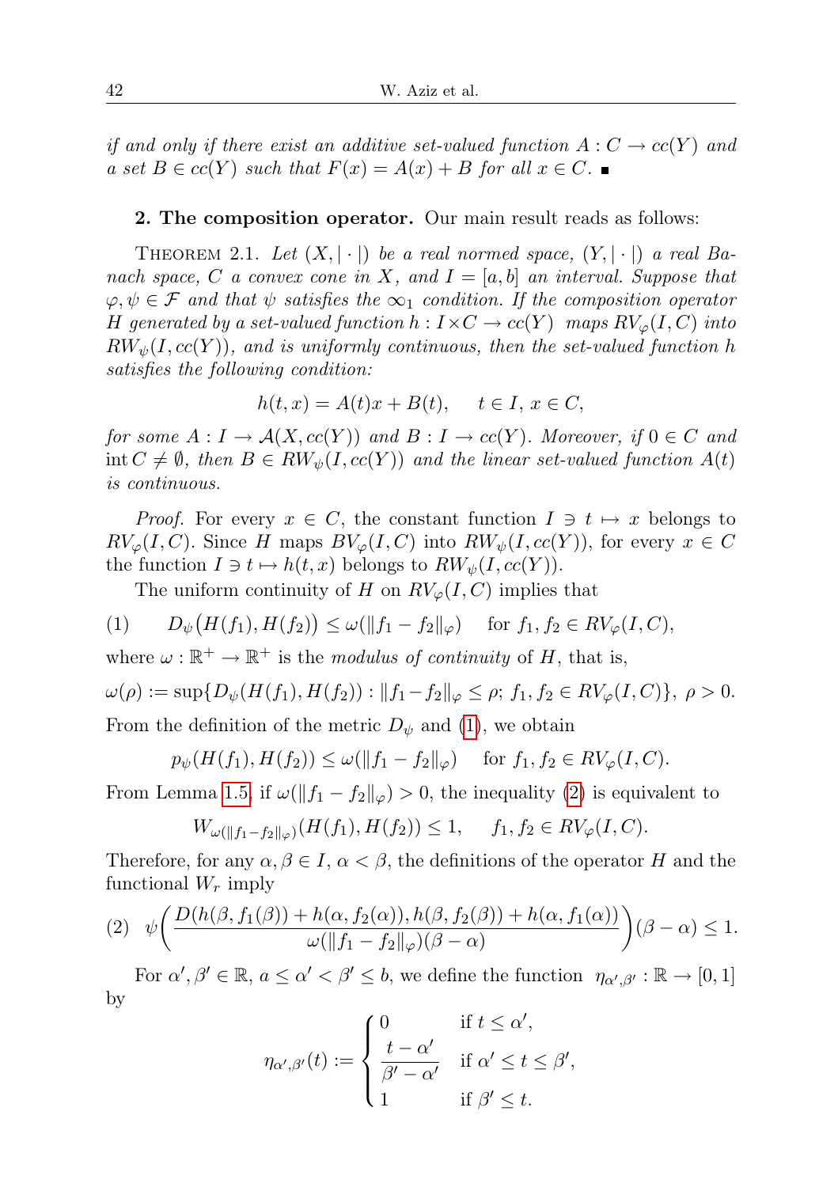*if and only if there exist an additive set-valued function $A : C \to cc(Y)$ and a set $B \in cc(Y)$ such that $F(x) = A(x) + B$ for all $x \in C$.* ∎

**2. The composition operator.** Our main result reads as follows:

Theorem 2.1. *Let $(X, |\cdot|)$ be a real normed space, $(Y, |\cdot|)$ a real Banach space, $C$ a convex cone in $X$, and $I = [a, b]$ an interval. Suppose that $\varphi, \psi \in \mathcal{F}$ and that $\psi$ satisfies the $\infty_1$ condition. If the composition operator $H$ generated by a set-valued function $h : I \times C \to cc(Y)$ maps $RV_\varphi(I, C)$ into $RW_\psi(I, cc(Y))$, and is uniformly continuous, then the set-valued function $h$ satisfies the following condition:*

$$h(t, x) = A(t)x + B(t), \quad t \in I,\ x \in C,$$

*for some $A : I \to \mathcal{A}(X, cc(Y))$ and $B : I \to cc(Y)$. Moreover, if $0 \in C$ and $\operatorname{int} C \neq \emptyset$, then $B \in RW_\psi(I, cc(Y))$ and the linear set-valued function $A(t)$ is continuous.*

*Proof.* For every $x \in C$, the constant function $I \ni t \mapsto x$ belongs to $RV_\varphi(I, C)$. Since $H$ maps $BV_\varphi(I, C)$ into $RW_\psi(I, cc(Y))$, for every $x \in C$ the function $I \ni t \mapsto h(t, x)$ belongs to $RW_\psi(I, cc(Y))$.

The uniform continuity of $H$ on $RV_\varphi(I, C)$ implies that

$$(1) \qquad D_\psi\big(H(f_1), H(f_2)\big) \le \omega(\|f_1 - f_2\|_\varphi) \quad \text{for } f_1, f_2 \in RV_\varphi(I, C),$$

where $\omega : \mathbb{R}^+ \to \mathbb{R}^+$ is the *modulus of continuity* of $H$, that is,

$$\omega(\rho) := \sup\{D_\psi(H(f_1), H(f_2)) : \|f_1 - f_2\|_\varphi \le \rho;\ f_1, f_2 \in RV_\varphi(I, C)\},\ \rho > 0.$$

From the definition of the metric $D_\psi$ and (1), we obtain

$$p_\psi(H(f_1), H(f_2)) \le \omega(\|f_1 - f_2\|_\varphi) \quad \text{for } f_1, f_2 \in RV_\varphi(I, C).$$

From Lemma 1.5, if $\omega(\|f_1 - f_2\|_\varphi) > 0$, the inequality (2) is equivalent to

$$W_{\omega(\|f_1 - f_2\|_\varphi)}(H(f_1), H(f_2)) \le 1, \quad f_1, f_2 \in RV_\varphi(I, C).$$

Therefore, for any $\alpha, \beta \in I$, $\alpha < \beta$, the definitions of the operator $H$ and the functional $W_r$ imply

$$(2) \quad \psi\bigg(\frac{D(h(\beta, f_1(\beta)) + h(\alpha, f_2(\alpha)), h(\beta, f_2(\beta)) + h(\alpha, f_1(\alpha)))}{\omega(\|f_1 - f_2\|_\varphi)(\beta - \alpha)}\bigg)(\beta - \alpha) \le 1.$$

For $\alpha', \beta' \in \mathbb{R}$, $a \le \alpha' < \beta' \le b$, we define the function $\eta_{\alpha', \beta'} : \mathbb{R} \to [0, 1]$ by

$$\eta_{\alpha', \beta'}(t) := \begin{cases} 0 & \text{if } t \le \alpha', \\ \dfrac{t - \alpha'}{\beta' - \alpha'} & \text{if } \alpha' \le t \le \beta', \\ 1 & \text{if } \beta' \le t. \end{cases}$$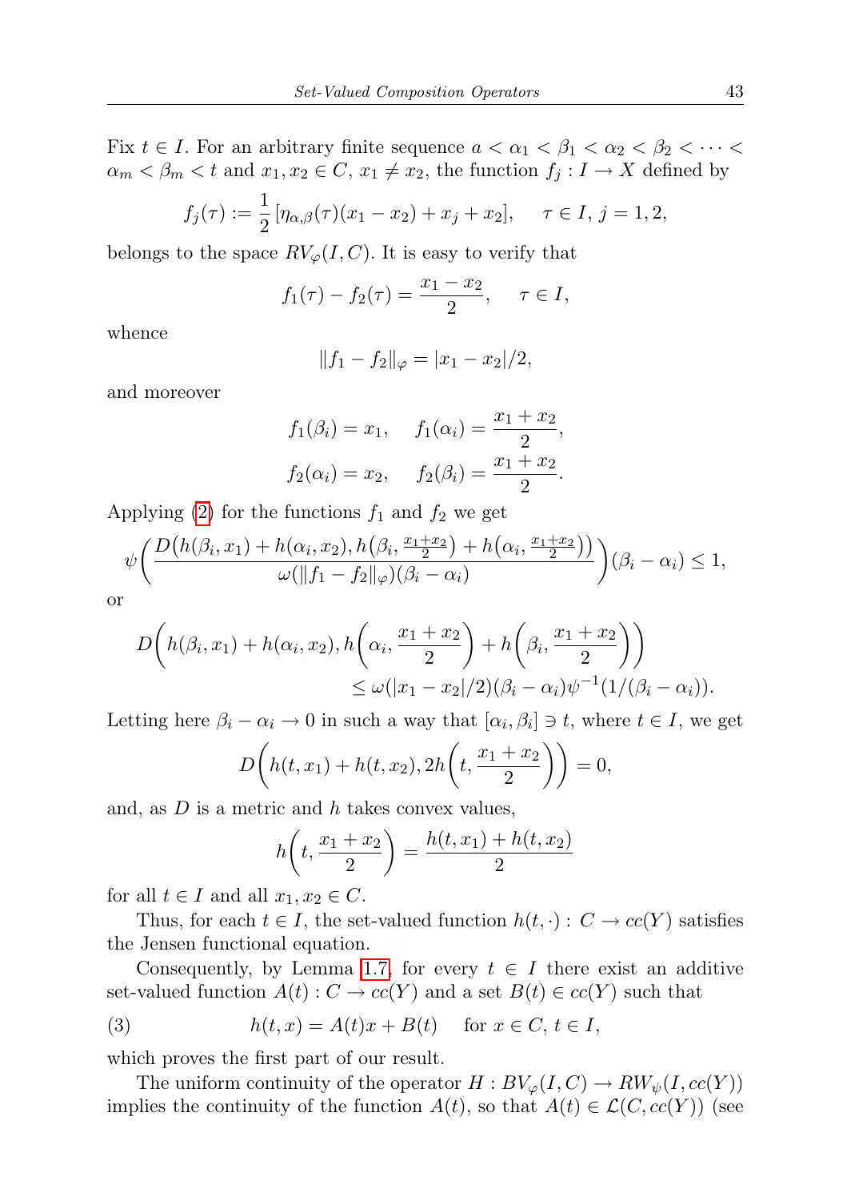Fix $t \in I$. For an arbitrary finite sequence $a < \alpha_1 < \beta_1 < \alpha_2 < \beta_2 < \cdots < \alpha_m < \beta_m < t$ and $x_1, x_2 \in C$, $x_1 \neq x_2$, the function $f_j : I \to X$ defined by

$$f_j(\tau) := \frac{1}{2}\left[\eta_{\alpha,\beta}(\tau)(x_1 - x_2) + x_j + x_2\right], \quad \tau \in I,\ j = 1, 2,$$

belongs to the space $RV_\varphi(I, C)$. It is easy to verify that

$$f_1(\tau) - f_2(\tau) = \frac{x_1 - x_2}{2}, \quad \tau \in I,$$

whence

$$\|f_1 - f_2\|_\varphi = |x_1 - x_2|/2,$$

and moreover

$$f_1(\beta_i) = x_1, \quad f_1(\alpha_i) = \frac{x_1 + x_2}{2},$$
$$f_2(\alpha_i) = x_2, \quad f_2(\beta_i) = \frac{x_1 + x_2}{2}.$$

Applying (2) for the functions $f_1$ and $f_2$ we get

$$\psi\left(\frac{D\big(h(\beta_i, x_1) + h(\alpha_i, x_2), h\big(\beta_i, \frac{x_1+x_2}{2}\big) + h\big(\alpha_i, \frac{x_1+x_2}{2}\big)\big)}{\omega(\|f_1 - f_2\|_\varphi)(\beta_i - \alpha_i)}\right)(\beta_i - \alpha_i) \leq 1,$$

or

$$D\left(h(\beta_i, x_1) + h(\alpha_i, x_2), h\left(\alpha_i, \frac{x_1 + x_2}{2}\right) + h\left(\beta_i, \frac{x_1 + x_2}{2}\right)\right)$$
$$\leq \omega(|x_1 - x_2|/2)(\beta_i - \alpha_i)\psi^{-1}(1/(\beta_i - \alpha_i)).$$

Letting here $\beta_i - \alpha_i \to 0$ in such a way that $[\alpha_i, \beta_i] \ni t$, where $t \in I$, we get

$$D\left(h(t, x_1) + h(t, x_2), 2h\left(t, \frac{x_1 + x_2}{2}\right)\right) = 0,$$

and, as $D$ is a metric and $h$ takes convex values,

$$h\left(t, \frac{x_1 + x_2}{2}\right) = \frac{h(t, x_1) + h(t, x_2)}{2}$$

for all $t \in I$ and all $x_1, x_2 \in C$.

Thus, for each $t \in I$, the set-valued function $h(t, \cdot) : C \to cc(Y)$ satisfies the Jensen functional equation.

Consequently, by Lemma 1.7, for every $t \in I$ there exist an additive set-valued function $A(t) : C \to cc(Y)$ and a set $B(t) \in cc(Y)$ such that

$$h(t, x) = A(t)x + B(t) \quad \text{for } x \in C,\ t \in I, \tag{3}$$

which proves the first part of our result.

The uniform continuity of the operator $H : BV_\varphi(I, C) \to RW_\psi(I, cc(Y))$ implies the continuity of the function $A(t)$, so that $A(t) \in \mathcal{L}(C, cc(Y))$ (see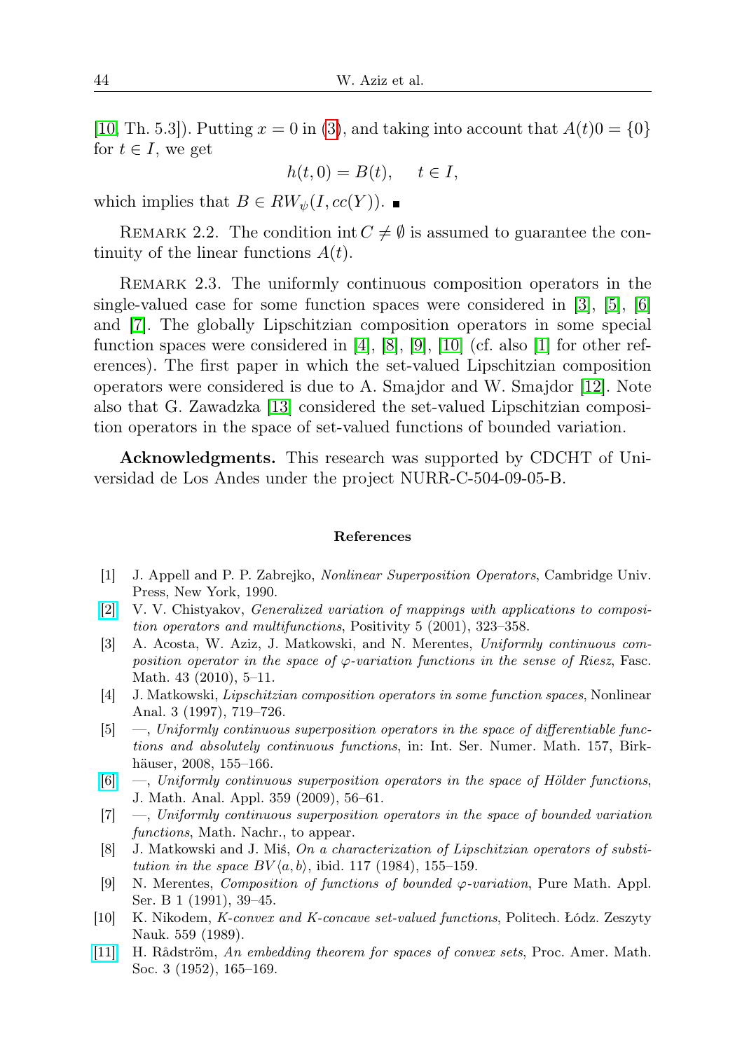[10, Th. 5.3]). Putting $x = 0$ in (3), and taking into account that $A(t)0 = \{0\}$ for $t \in I$, we get

$$h(t, 0) = B(t), \quad t \in I,$$

which implies that $B \in RW_\psi(I, cc(Y))$. ∎

Remark 2.2. The condition $\operatorname{int} C \neq \emptyset$ is assumed to guarantee the continuity of the linear functions $A(t)$.

Remark 2.3. The uniformly continuous composition operators in the single-valued case for some function spaces were considered in [3], [5], [6] and [7]. The globally Lipschitzian composition operators in some special function spaces were considered in [4], [8], [9], [10] (cf. also [1] for other references). The first paper in which the set-valued Lipschitzian composition operators were considered is due to A. Smajdor and W. Smajdor [12]. Note also that G. Zawadzka [13] considered the set-valued Lipschitzian composition operators in the space of set-valued functions of bounded variation.

**Acknowledgments.** This research was supported by CDCHT of Universidad de Los Andes under the project NURR-C-504-09-05-B.

### References

[1] J. Appell and P. P. Zabrejko, *Nonlinear Superposition Operators*, Cambridge Univ. Press, New York, 1990.

[2] V. V. Chistyakov, *Generalized variation of mappings with applications to composition operators and multifunctions*, Positivity 5 (2001), 323–358.

[3] A. Acosta, W. Aziz, J. Matkowski, and N. Merentes, *Uniformly continuous composition operator in the space of $\varphi$-variation functions in the sense of Riesz*, Fasc. Math. 43 (2010), 5–11.

[4] J. Matkowski, *Lipschitzian composition operators in some function spaces*, Nonlinear Anal. 3 (1997), 719–726.

[5] —, *Uniformly continuous superposition operators in the space of differentiable functions and absolutely continuous functions*, in: Int. Ser. Numer. Math. 157, Birkhäuser, 2008, 155–166.

[6] —, *Uniformly continuous superposition operators in the space of Hölder functions*, J. Math. Anal. Appl. 359 (2009), 56–61.

[7] —, *Uniformly continuous superposition operators in the space of bounded variation functions*, Math. Nachr., to appear.

[8] J. Matkowski and J. Miś, *On a characterization of Lipschitzian operators of substitution in the space $BV\langle a, b\rangle$*, ibid. 117 (1984), 155–159.

[9] N. Merentes, *Composition of functions of bounded $\varphi$-variation*, Pure Math. Appl. Ser. B 1 (1991), 39–45.

[10] K. Nikodem, *K-convex and K-concave set-valued functions*, Politech. Łódz. Zeszyty Nauk. 559 (1989).

[11] H. Rådström, *An embedding theorem for spaces of convex sets*, Proc. Amer. Math. Soc. 3 (1952), 165–169.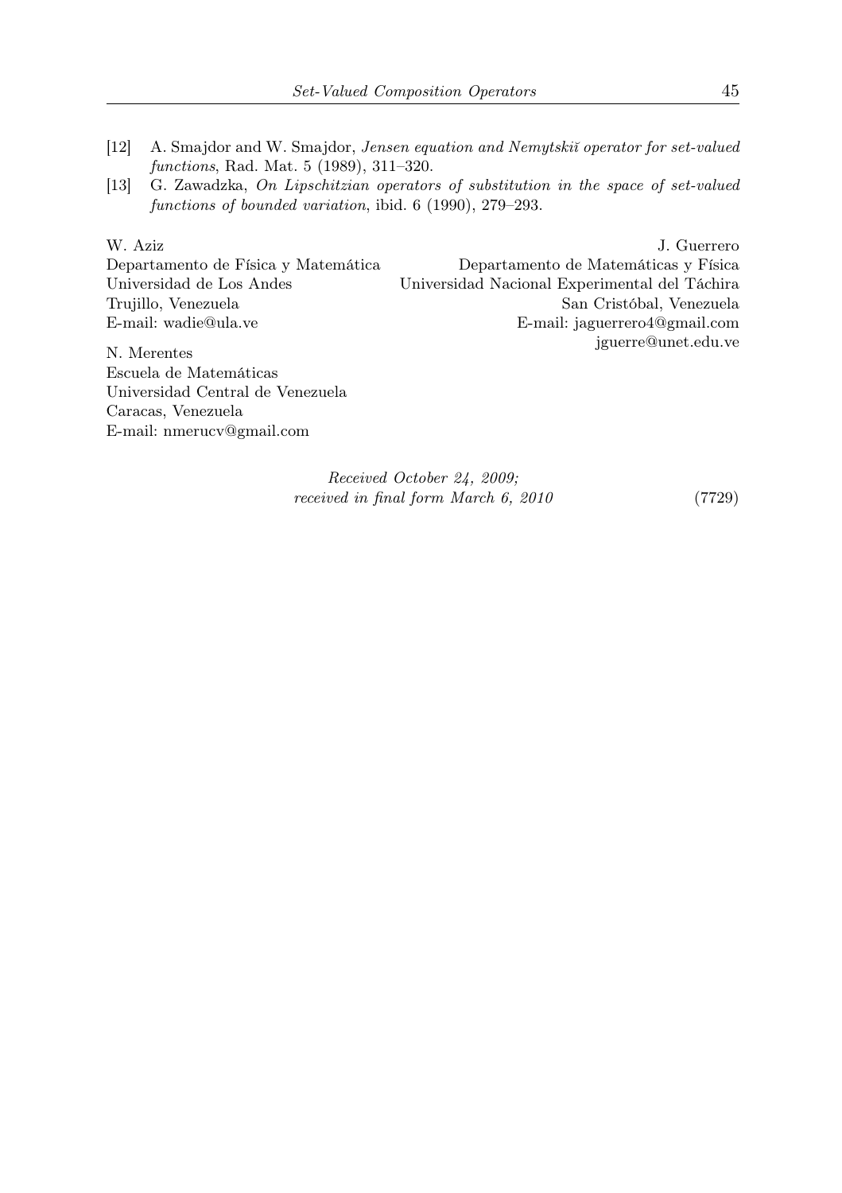[12] A. Smajdor and W. Smajdor, *Jensen equation and Nemytskiĭ operator for set-valued functions*, Rad. Mat. 5 (1989), 311–320.

[13] G. Zawadzka, *On Lipschitzian operators of substitution in the space of set-valued functions of bounded variation*, ibid. 6 (1990), 279–293.

W. Aziz
Departamento de Física y Matemática
Universidad de Los Andes
Trujillo, Venezuela
E-mail: wadie@ula.ve

J. Guerrero
Departamento de Matemáticas y Física
Universidad Nacional Experimental del Táchira
San Cristóbal, Venezuela
E-mail: jaguerrero4@gmail.com
jguerre@unet.edu.ve

N. Merentes
Escuela de Matemáticas
Universidad Central de Venezuela
Caracas, Venezuela
E-mail: nmerucv@gmail.com

*Received October 24, 2009;*
*received in final form March 6, 2010* (7729)